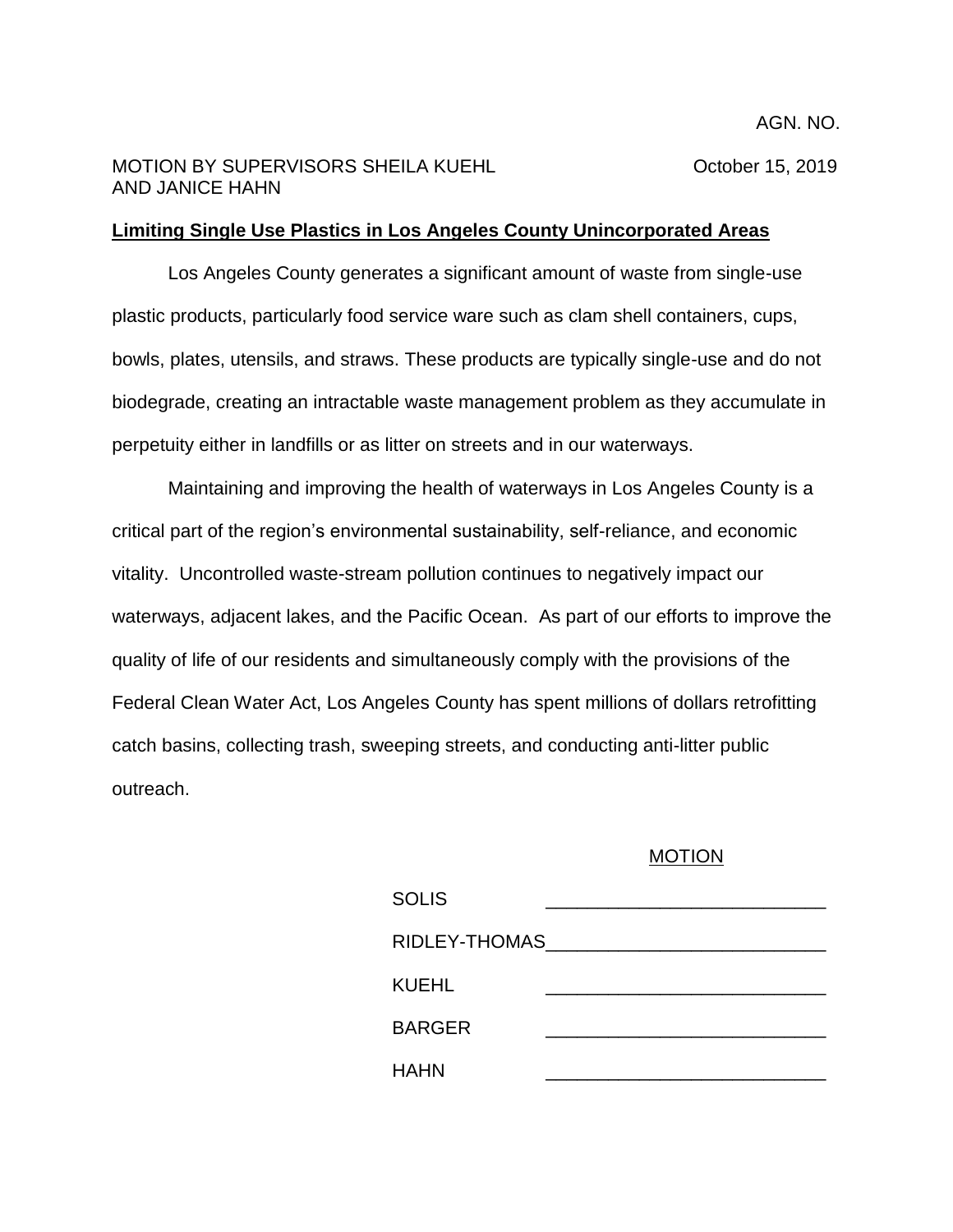AGN. NO.

MOTION BY SUPERVISORS SHEILA KUEHL AND JANICE HAHN

October 15, 2019

**Limiting Single Use Plastics in Los Angeles County Unincorporated Areas**

Los Angeles County generates a significant amount of waste from single-use plastic products, particularly food service ware such as clam shell containers, cups, bowls, plates, utensils, and straws. These products are typically single-use and do not biodegrade, creating an intractable waste management problem as they accumulate in perpetuity either in landfills or as litter on streets and in our waterways.

Maintaining and improving the health of waterways in Los Angeles County is a critical part of the region's environmental sustainability, self-reliance, and economic vitality. Uncontrolled waste-stream pollution continues to negatively impact our waterways, adjacent lakes, and the Pacific Ocean. As part of our efforts to improve the quality of life of our residents and simultaneously comply with the provisions of the Federal Clean Water Act, Los Angeles County has spent millions of dollars retrofitting catch basins, collecting trash, sweeping streets, and conducting anti-litter public outreach.

MOTION

| | |
|---|---|
| SOLIS | ___________________________ |
| RIDLEY-THOMAS | ___________________________ |
| KUEHL | ___________________________ |
| BARGER | ___________________________ |
| HAHN | ___________________________ |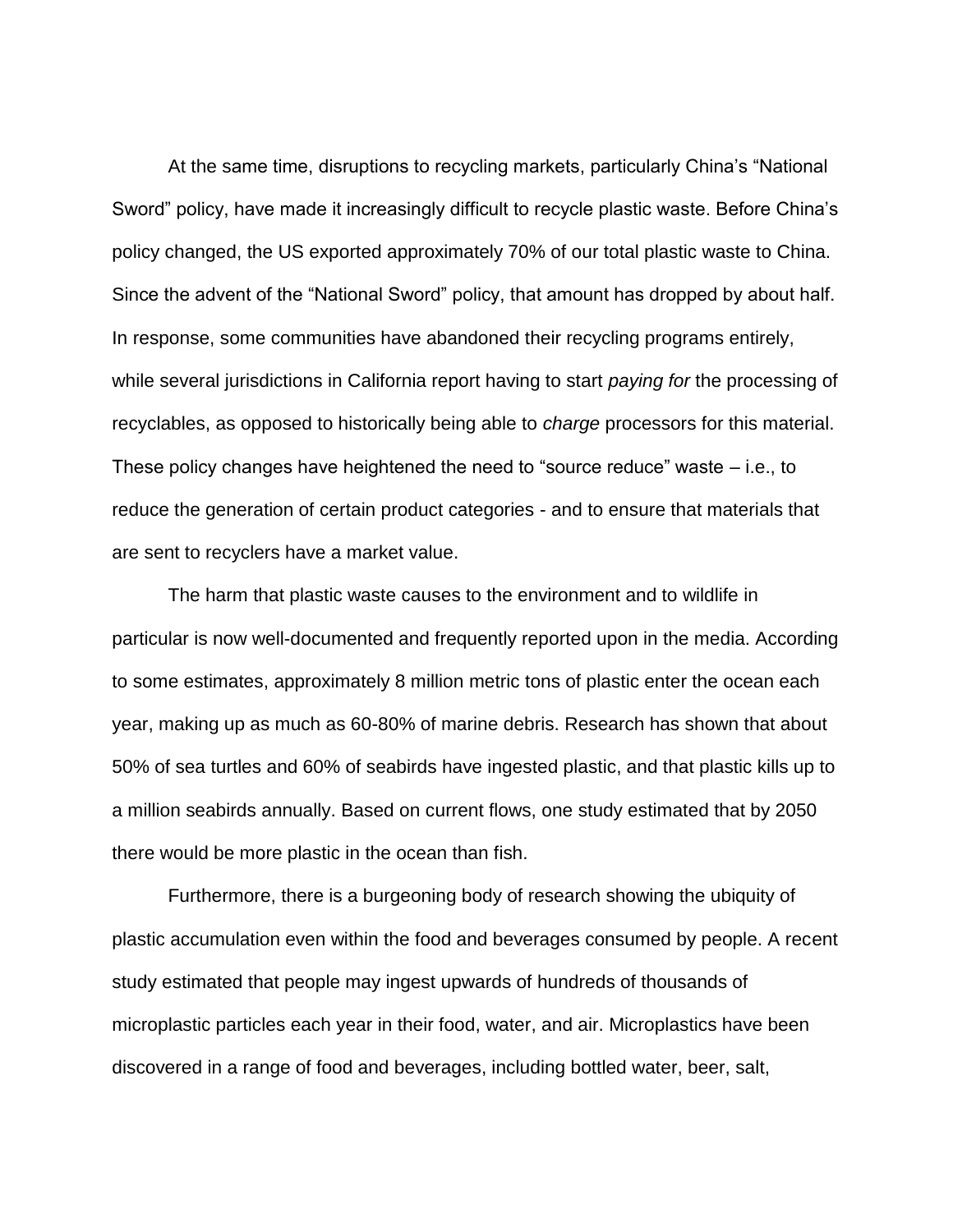At the same time, disruptions to recycling markets, particularly China's "National Sword" policy, have made it increasingly difficult to recycle plastic waste. Before China's policy changed, the US exported approximately 70% of our total plastic waste to China. Since the advent of the "National Sword" policy, that amount has dropped by about half. In response, some communities have abandoned their recycling programs entirely, while several jurisdictions in California report having to start *paying for* the processing of recyclables, as opposed to historically being able to *charge* processors for this material. These policy changes have heightened the need to "source reduce" waste – i.e., to reduce the generation of certain product categories - and to ensure that materials that are sent to recyclers have a market value.

The harm that plastic waste causes to the environment and to wildlife in particular is now well-documented and frequently reported upon in the media. According to some estimates, approximately 8 million metric tons of plastic enter the ocean each year, making up as much as 60-80% of marine debris. Research has shown that about 50% of sea turtles and 60% of seabirds have ingested plastic, and that plastic kills up to a million seabirds annually. Based on current flows, one study estimated that by 2050 there would be more plastic in the ocean than fish.

Furthermore, there is a burgeoning body of research showing the ubiquity of plastic accumulation even within the food and beverages consumed by people. A recent study estimated that people may ingest upwards of hundreds of thousands of microplastic particles each year in their food, water, and air. Microplastics have been discovered in a range of food and beverages, including bottled water, beer, salt,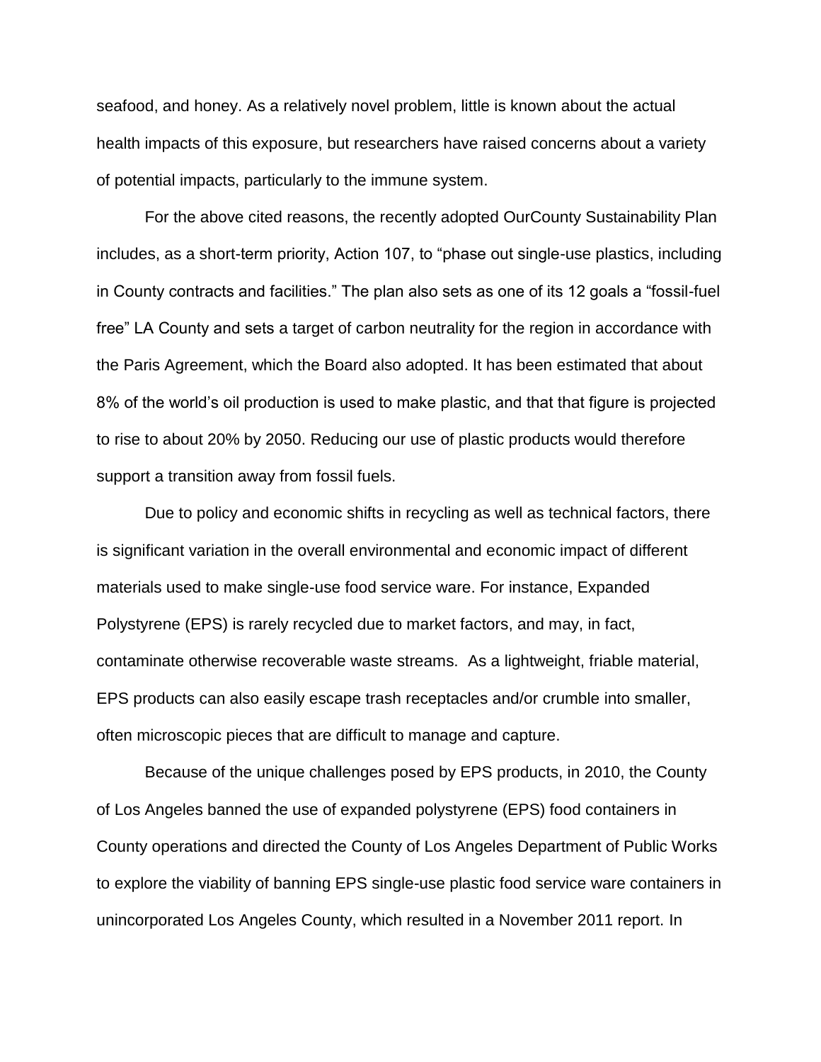seafood, and honey. As a relatively novel problem, little is known about the actual health impacts of this exposure, but researchers have raised concerns about a variety of potential impacts, particularly to the immune system.

For the above cited reasons, the recently adopted OurCounty Sustainability Plan includes, as a short-term priority, Action 107, to "phase out single-use plastics, including in County contracts and facilities." The plan also sets as one of its 12 goals a "fossil-fuel free" LA County and sets a target of carbon neutrality for the region in accordance with the Paris Agreement, which the Board also adopted. It has been estimated that about 8% of the world's oil production is used to make plastic, and that that figure is projected to rise to about 20% by 2050. Reducing our use of plastic products would therefore support a transition away from fossil fuels.

Due to policy and economic shifts in recycling as well as technical factors, there is significant variation in the overall environmental and economic impact of different materials used to make single-use food service ware. For instance, Expanded Polystyrene (EPS) is rarely recycled due to market factors, and may, in fact, contaminate otherwise recoverable waste streams. As a lightweight, friable material, EPS products can also easily escape trash receptacles and/or crumble into smaller, often microscopic pieces that are difficult to manage and capture.

Because of the unique challenges posed by EPS products, in 2010, the County of Los Angeles banned the use of expanded polystyrene (EPS) food containers in County operations and directed the County of Los Angeles Department of Public Works to explore the viability of banning EPS single-use plastic food service ware containers in unincorporated Los Angeles County, which resulted in a November 2011 report. In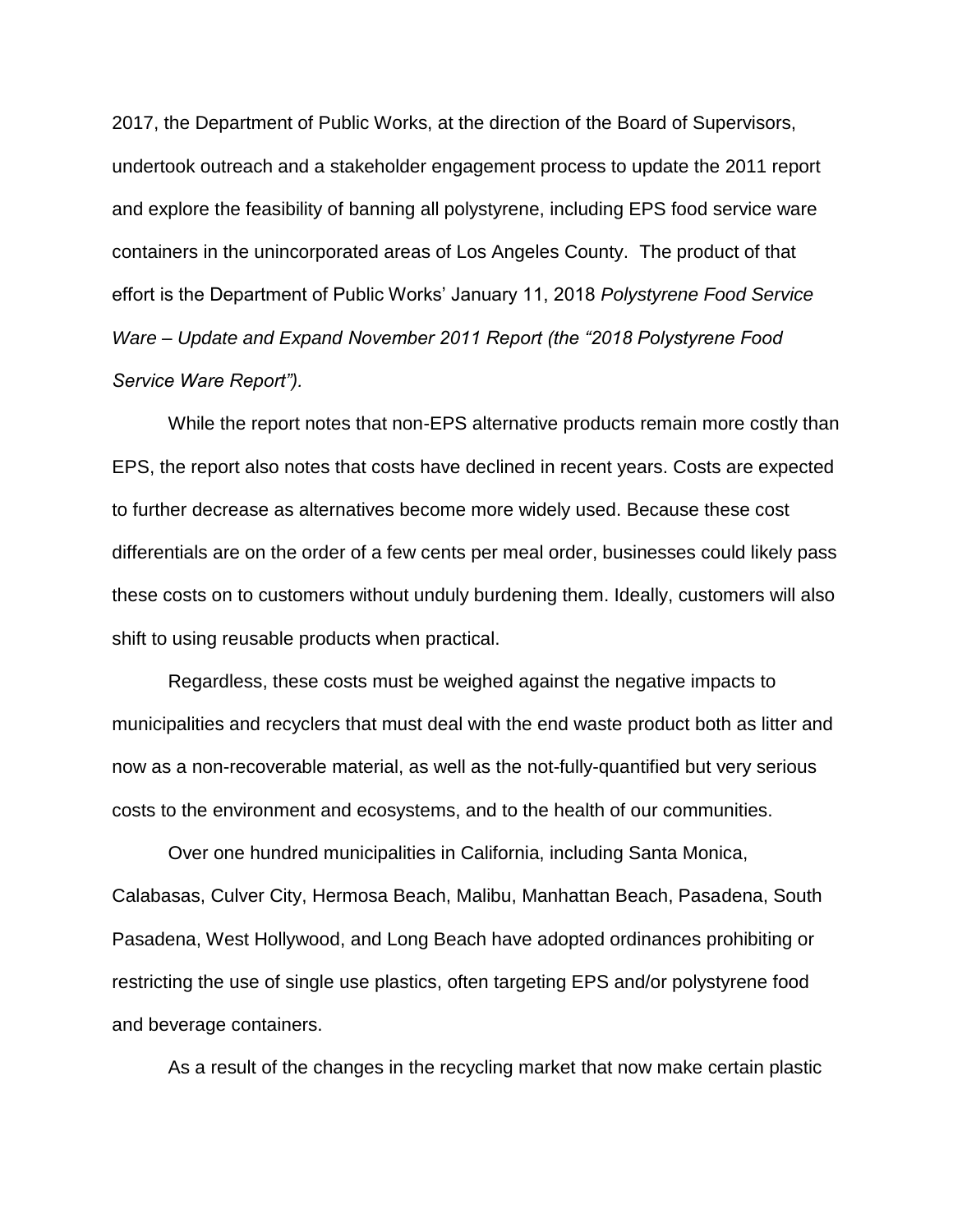2017, the Department of Public Works, at the direction of the Board of Supervisors, undertook outreach and a stakeholder engagement process to update the 2011 report and explore the feasibility of banning all polystyrene, including EPS food service ware containers in the unincorporated areas of Los Angeles County. The product of that effort is the Department of Public Works' January 11, 2018 *Polystyrene Food Service Ware – Update and Expand November 2011 Report (the "2018 Polystyrene Food Service Ware Report").*

While the report notes that non-EPS alternative products remain more costly than EPS, the report also notes that costs have declined in recent years. Costs are expected to further decrease as alternatives become more widely used. Because these cost differentials are on the order of a few cents per meal order, businesses could likely pass these costs on to customers without unduly burdening them. Ideally, customers will also shift to using reusable products when practical.

Regardless, these costs must be weighed against the negative impacts to municipalities and recyclers that must deal with the end waste product both as litter and now as a non-recoverable material, as well as the not-fully-quantified but very serious costs to the environment and ecosystems, and to the health of our communities.

Over one hundred municipalities in California, including Santa Monica, Calabasas, Culver City, Hermosa Beach, Malibu, Manhattan Beach, Pasadena, South Pasadena, West Hollywood, and Long Beach have adopted ordinances prohibiting or restricting the use of single use plastics, often targeting EPS and/or polystyrene food and beverage containers.

As a result of the changes in the recycling market that now make certain plastic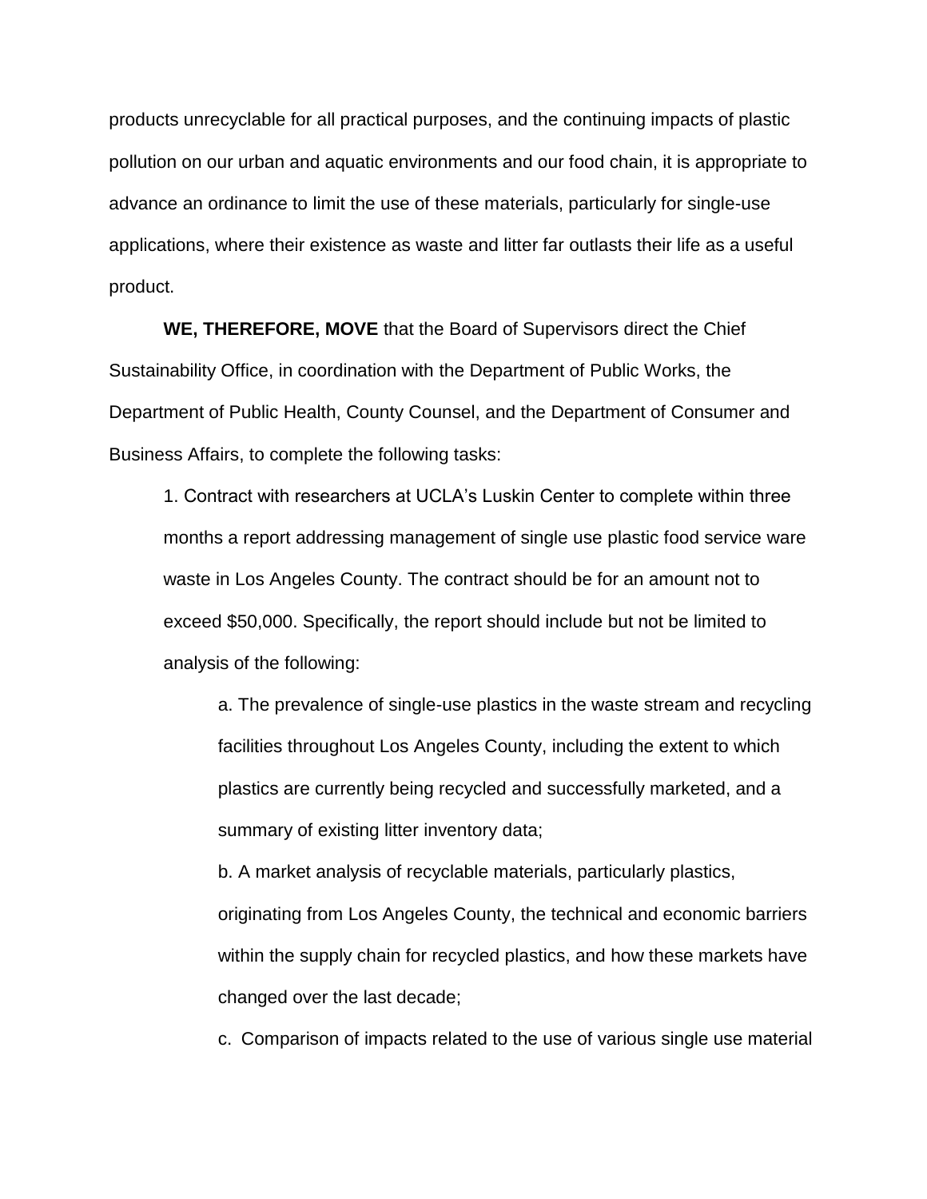products unrecyclable for all practical purposes, and the continuing impacts of plastic pollution on our urban and aquatic environments and our food chain, it is appropriate to advance an ordinance to limit the use of these materials, particularly for single-use applications, where their existence as waste and litter far outlasts their life as a useful product.

**WE, THEREFORE, MOVE** that the Board of Supervisors direct the Chief Sustainability Office, in coordination with the Department of Public Works, the Department of Public Health, County Counsel, and the Department of Consumer and Business Affairs, to complete the following tasks:

1. Contract with researchers at UCLA's Luskin Center to complete within three months a report addressing management of single use plastic food service ware waste in Los Angeles County. The contract should be for an amount not to exceed $50,000. Specifically, the report should include but not be limited to analysis of the following:

    a. The prevalence of single-use plastics in the waste stream and recycling facilities throughout Los Angeles County, including the extent to which plastics are currently being recycled and successfully marketed, and a summary of existing litter inventory data;

    b. A market analysis of recyclable materials, particularly plastics, originating from Los Angeles County, the technical and economic barriers within the supply chain for recycled plastics, and how these markets have changed over the last decade;

    c. Comparison of impacts related to the use of various single use material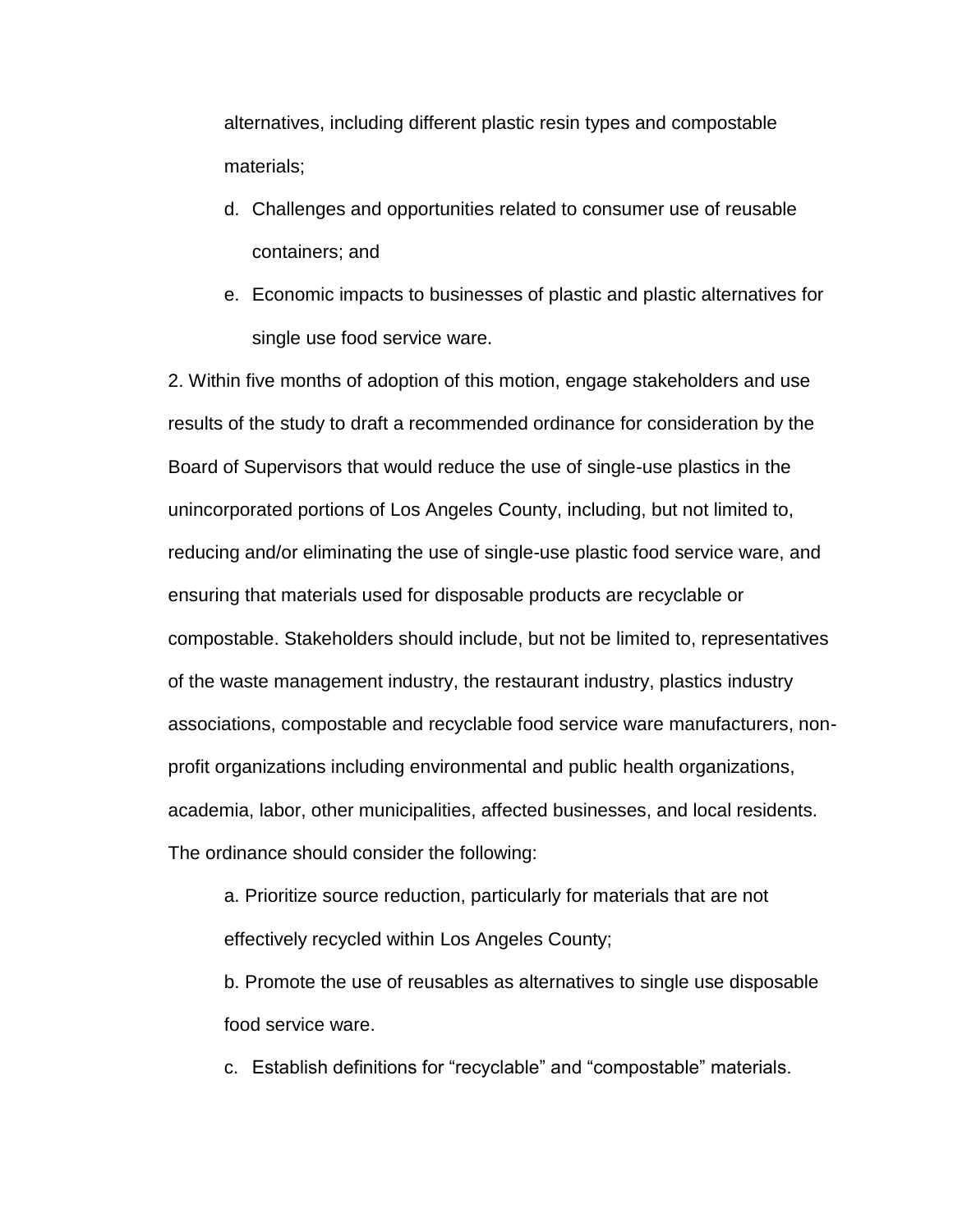alternatives, including different plastic resin types and compostable materials;

d. Challenges and opportunities related to consumer use of reusable containers; and

e. Economic impacts to businesses of plastic and plastic alternatives for single use food service ware.

2. Within five months of adoption of this motion, engage stakeholders and use results of the study to draft a recommended ordinance for consideration by the Board of Supervisors that would reduce the use of single-use plastics in the unincorporated portions of Los Angeles County, including, but not limited to, reducing and/or eliminating the use of single-use plastic food service ware, and ensuring that materials used for disposable products are recyclable or compostable. Stakeholders should include, but not be limited to, representatives of the waste management industry, the restaurant industry, plastics industry associations, compostable and recyclable food service ware manufacturers, non-profit organizations including environmental and public health organizations, academia, labor, other municipalities, affected businesses, and local residents. The ordinance should consider the following:

a. Prioritize source reduction, particularly for materials that are not effectively recycled within Los Angeles County;

b. Promote the use of reusables as alternatives to single use disposable food service ware.

c. Establish definitions for “recyclable” and “compostable” materials.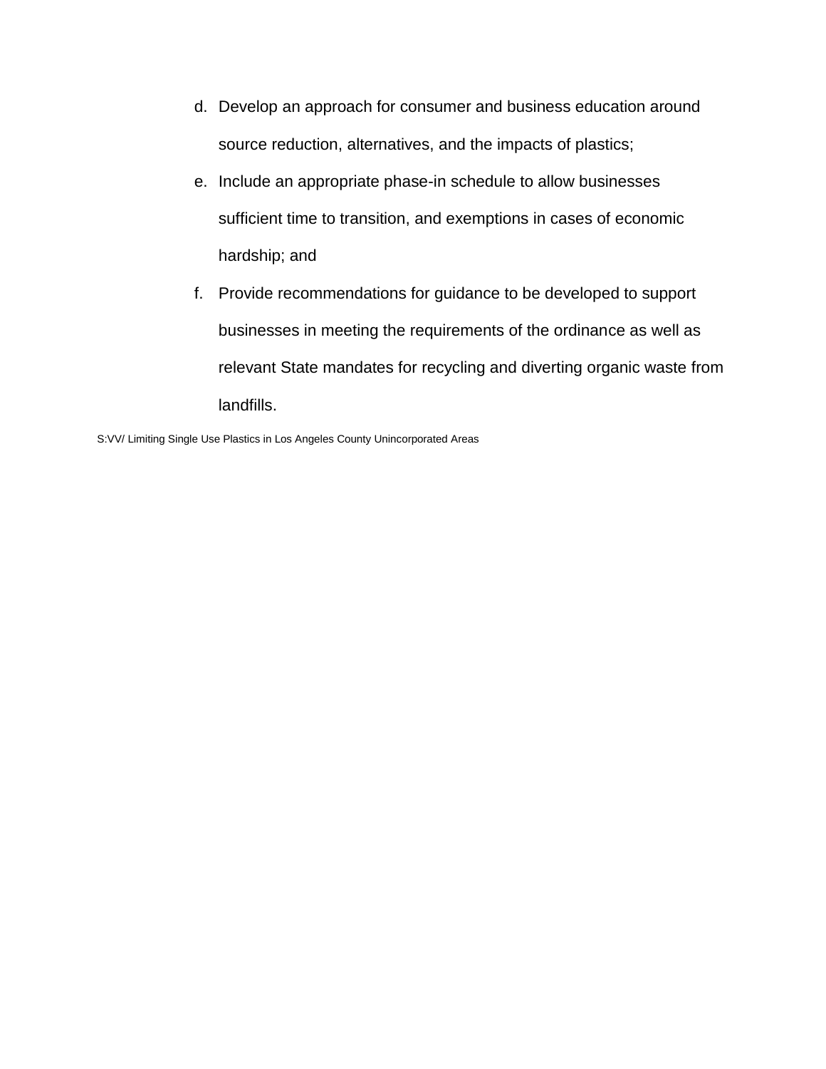d. Develop an approach for consumer and business education around source reduction, alternatives, and the impacts of plastics;

e. Include an appropriate phase-in schedule to allow businesses sufficient time to transition, and exemptions in cases of economic hardship; and

f. Provide recommendations for guidance to be developed to support businesses in meeting the requirements of the ordinance as well as relevant State mandates for recycling and diverting organic waste from landfills.

S:VV/ Limiting Single Use Plastics in Los Angeles County Unincorporated Areas